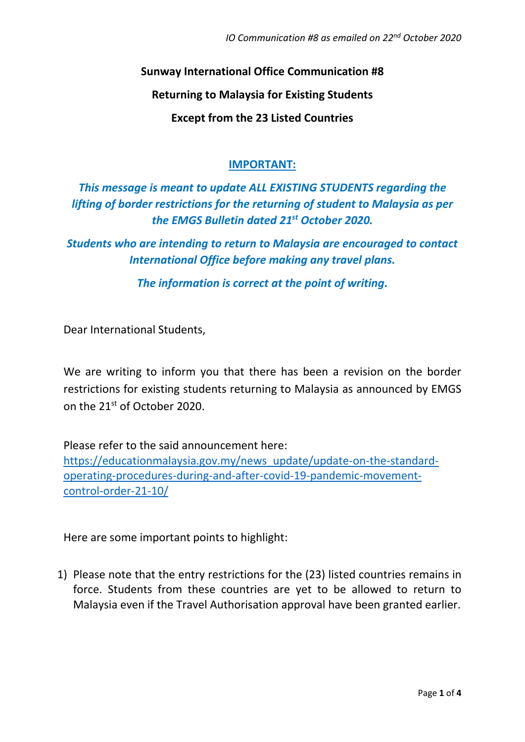*IO Communication #8 as emailed on 22nd October 2020*

**Sunway International Office Communication #8**

**Returning to Malaysia for Existing Students**

**Except from the 23 Listed Countries**

**IMPORTANT:**

***This message is meant to update ALL EXISTING STUDENTS regarding the lifting of border restrictions for the returning of student to Malaysia as per the EMGS Bulletin dated 21st October 2020.***

***Students who are intending to return to Malaysia are encouraged to contact International Office before making any travel plans.***

***The information is correct at the point of writing.***

Dear International Students,

We are writing to inform you that there has been a revision on the border restrictions for existing students returning to Malaysia as announced by EMGS on the 21st of October 2020.

Please refer to the said announcement here:
https://educationmalaysia.gov.my/news_update/update-on-the-standard-operating-procedures-during-and-after-covid-19-pandemic-movement-control-order-21-10/

Here are some important points to highlight:

1) Please note that the entry restrictions for the (23) listed countries remains in force. Students from these countries are yet to be allowed to return to Malaysia even if the Travel Authorisation approval have been granted earlier.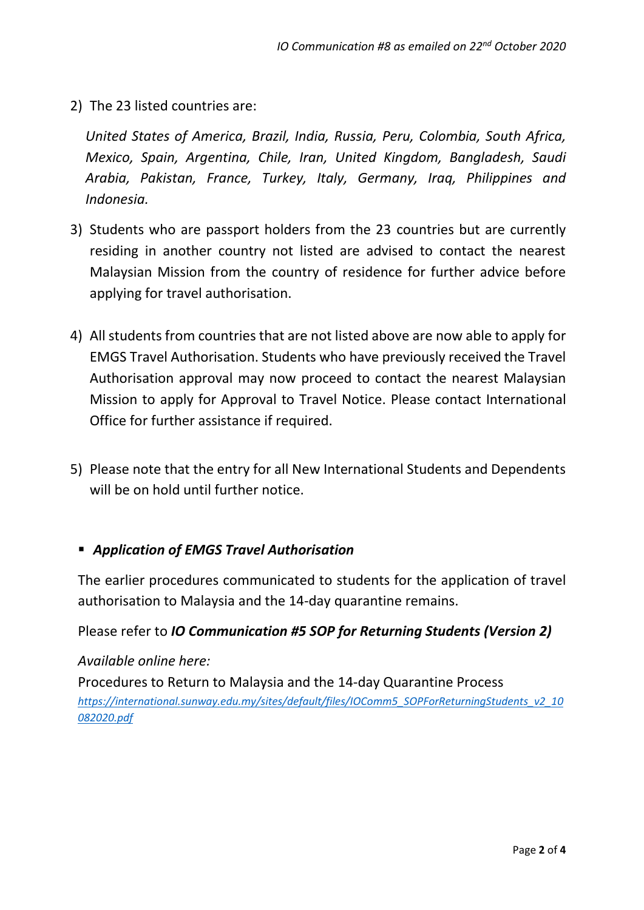2) The 23 listed countries are:

   *United States of America, Brazil, India, Russia, Peru, Colombia, South Africa, Mexico, Spain, Argentina, Chile, Iran, United Kingdom, Bangladesh, Saudi Arabia, Pakistan, France, Turkey, Italy, Germany, Iraq, Philippines and Indonesia.*

3) Students who are passport holders from the 23 countries but are currently residing in another country not listed are advised to contact the nearest Malaysian Mission from the country of residence for further advice before applying for travel authorisation.

4) All students from countries that are not listed above are now able to apply for EMGS Travel Authorisation. Students who have previously received the Travel Authorisation approval may now proceed to contact the nearest Malaysian Mission to apply for Approval to Travel Notice. Please contact International Office for further assistance if required.

5) Please note that the entry for all New International Students and Dependents will be on hold until further notice.

- ***Application of EMGS Travel Authorisation***

The earlier procedures communicated to students for the application of travel authorisation to Malaysia and the 14-day quarantine remains.

Please refer to ***IO Communication #5 SOP for Returning Students (Version 2)***

*Available online here:*

Procedures to Return to Malaysia and the 14-day Quarantine Process
*https://international.sunway.edu.my/sites/default/files/IOComm5_SOPForReturningStudents_v2_10082020.pdf*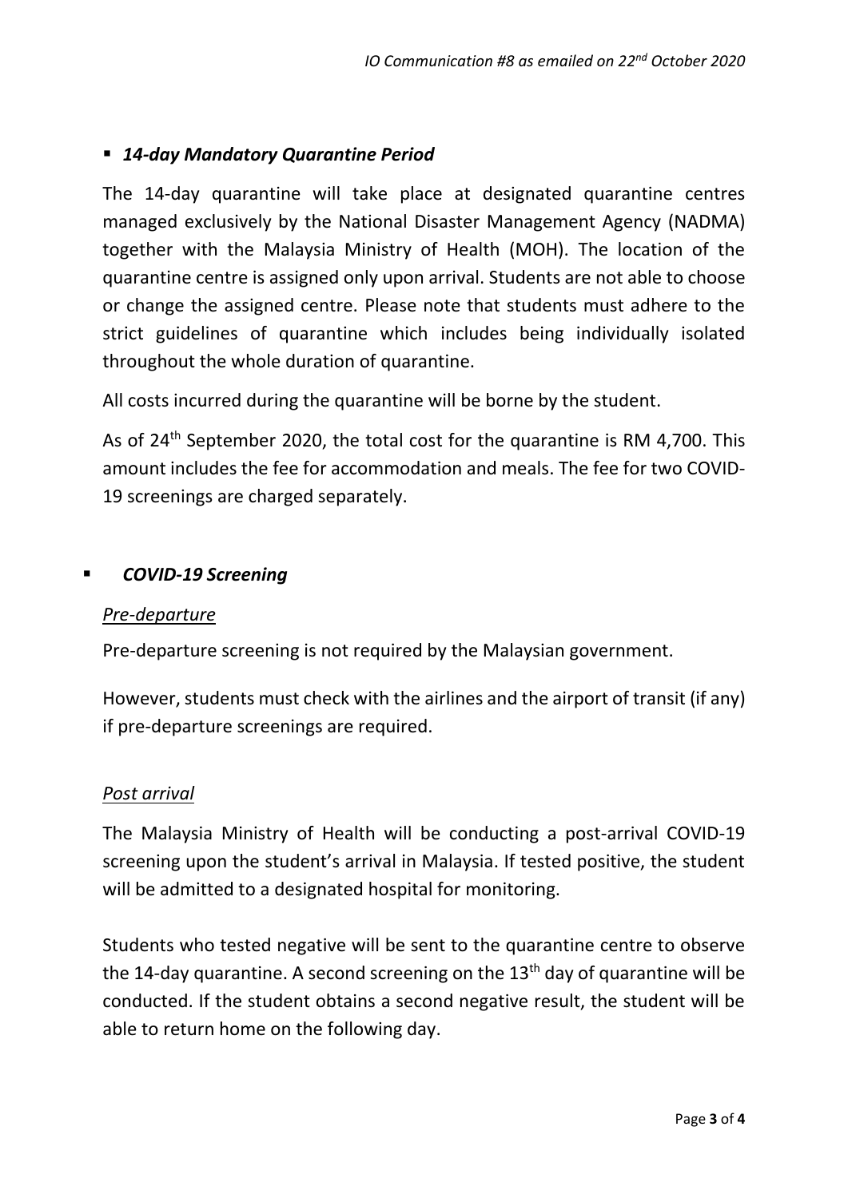- ***14-day Mandatory Quarantine Period***

The 14-day quarantine will take place at designated quarantine centres managed exclusively by the National Disaster Management Agency (NADMA) together with the Malaysia Ministry of Health (MOH). The location of the quarantine centre is assigned only upon arrival. Students are not able to choose or change the assigned centre. Please note that students must adhere to the strict guidelines of quarantine which includes being individually isolated throughout the whole duration of quarantine.

All costs incurred during the quarantine will be borne by the student.

As of 24th September 2020, the total cost for the quarantine is RM 4,700. This amount includes the fee for accommodation and meals. The fee for two COVID-19 screenings are charged separately.

- ***COVID-19 Screening***

*Pre-departure*

Pre-departure screening is not required by the Malaysian government.

However, students must check with the airlines and the airport of transit (if any) if pre-departure screenings are required.

*Post arrival*

The Malaysia Ministry of Health will be conducting a post-arrival COVID-19 screening upon the student's arrival in Malaysia. If tested positive, the student will be admitted to a designated hospital for monitoring.

Students who tested negative will be sent to the quarantine centre to observe the 14-day quarantine. A second screening on the 13th day of quarantine will be conducted. If the student obtains a second negative result, the student will be able to return home on the following day.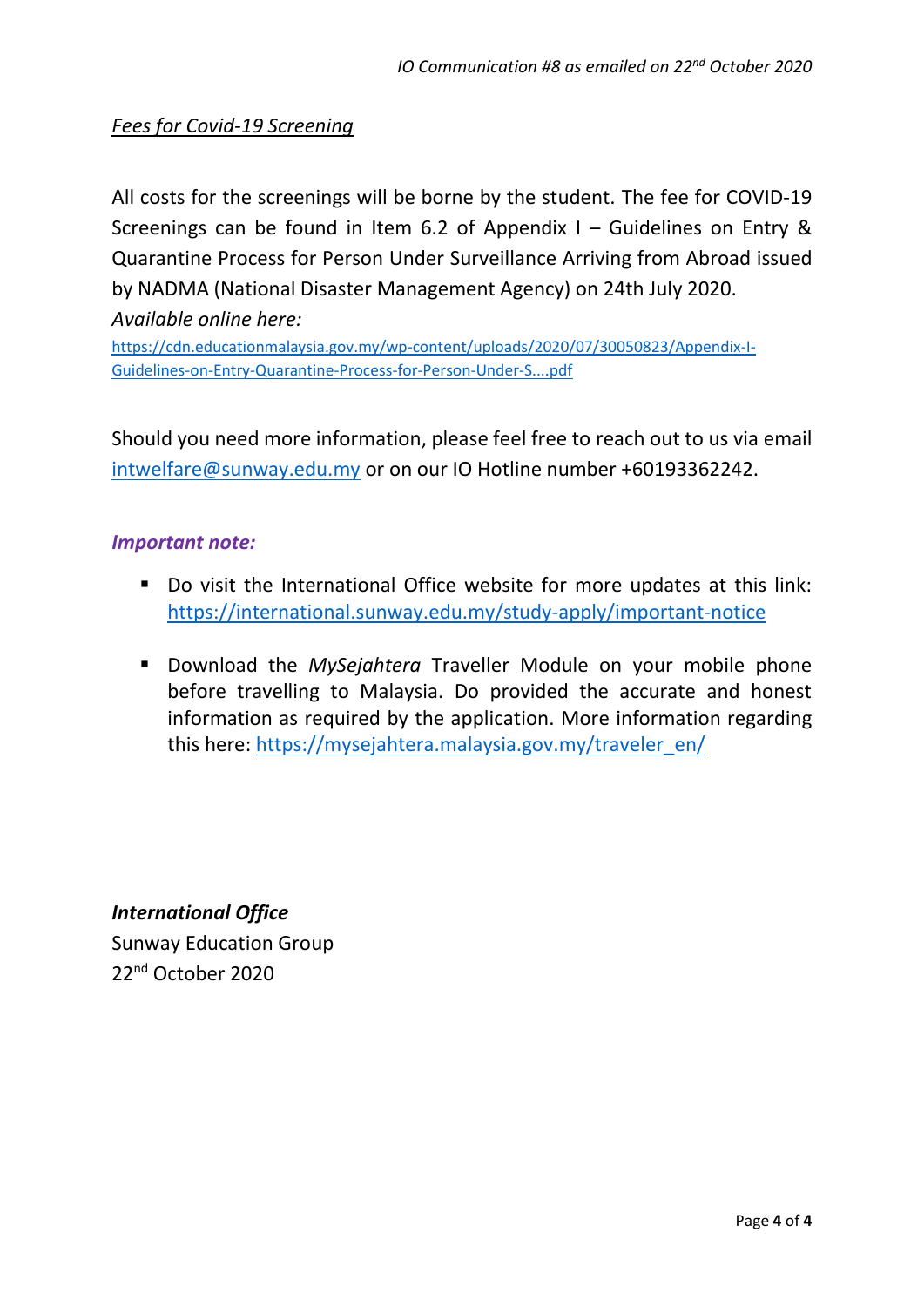*Fees for Covid-19 Screening*

All costs for the screenings will be borne by the student. The fee for COVID-19 Screenings can be found in Item 6.2 of Appendix I – Guidelines on Entry & Quarantine Process for Person Under Surveillance Arriving from Abroad issued by NADMA (National Disaster Management Agency) on 24th July 2020.

*Available online here:*

https://cdn.educationmalaysia.gov.my/wp-content/uploads/2020/07/30050823/Appendix-I-Guidelines-on-Entry-Quarantine-Process-for-Person-Under-S....pdf

Should you need more information, please feel free to reach out to us via email intwelfare@sunway.edu.my or on our IO Hotline number +60193362242.

***Important note:***

- Do visit the International Office website for more updates at this link: https://international.sunway.edu.my/study-apply/important-notice
- Download the *MySejahtera* Traveller Module on your mobile phone before travelling to Malaysia. Do provided the accurate and honest information as required by the application. More information regarding this here: https://mysejahtera.malaysia.gov.my/traveler_en/

***International Office***
Sunway Education Group
22nd October 2020